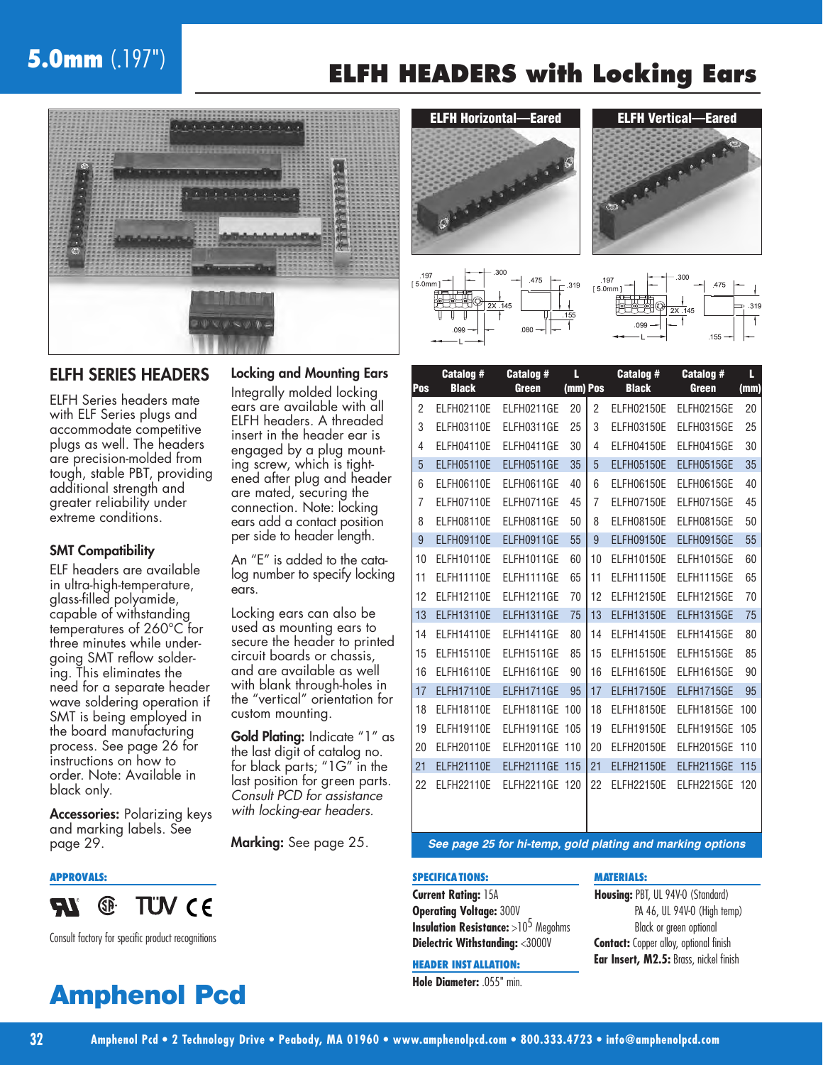# 5.0mm (.197")

# ELFH HEADERS with Locking Ears

ELFH Horizontal—Eared

ELFH Vertical—Eared

## ELFH SERIES HEADERS

ELFH Series headers mate with ELF Series plugs and accommodate competitive plugs as well. The headers are precision-molded from tough, stable PBT, providing additional strength and greater reliability under extreme conditions.

### SMT Compatibility

ELF headers are available in ultra-high-temperature, glass-filled polyamide, capable of withstanding temperatures of 260°C for three minutes while undergoing SMT reflow soldering. This eliminates the need for a separate header wave soldering operation if SMT is being employed in the board manufacturing process. See page 26 for instructions on how to order. Note: Available in black only.

**Accessories:** Polarizing keys and marking labels. See page 29.

### Locking and Mounting Ears

Integrally molded locking ears are available with all ELFH headers. A threaded insert in the header ear is engaged by a plug mounting screw, which is tightened after plug and header are mated, securing the connection. Note: locking ears add a contact position per side to header length.

An "E" is added to the catalog number to specify locking ears.

Locking ears can also be used as mounting ears to secure the header to printed circuit boards or chassis, and are available as well with blank through-holes in the "vertical" orientation for custom mounting.

**Gold Plating:** Indicate "1" as the last digit of catalog no. for black parts; "1G" in the last position for green parts. *Consult PCD for assistance with locking-ear headers.*

**Marking:** See page 25.

| Pos | Catalog # Black | Catalog # Green | L (mm) | Pos | Catalog # Black | Catalog # Green | L (mm) |
|---|---|---|---|---|---|---|---|
| 2 | ELFH02110E | ELFH0211GE | 20 | 2 | ELFH02150E | ELFH0215GE | 20 |
| 3 | ELFH03110E | ELFH0311GE | 25 | 3 | ELFH03150E | ELFH0315GE | 25 |
| 4 | ELFH04110E | ELFH0411GE | 30 | 4 | ELFH04150E | ELFH0415GE | 30 |
| 5 | ELFH05110E | ELFH0511GE | 35 | 5 | ELFH05150E | ELFH0515GE | 35 |
| 6 | ELFH06110E | ELFH0611GE | 40 | 6 | ELFH06150E | ELFH0615GE | 40 |
| 7 | ELFH07110E | ELFH0711GE | 45 | 7 | ELFH07150E | ELFH0715GE | 45 |
| 8 | ELFH08110E | ELFH0811GE | 50 | 8 | ELFH08150E | ELFH0815GE | 50 |
| 9 | ELFH09110E | ELFH0911GE | 55 | 9 | ELFH09150E | ELFH0915GE | 55 |
| 10 | ELFH10110E | ELFH1011GE | 60 | 10 | ELFH10150E | ELFH1015GE | 60 |
| 11 | ELFH11110E | ELFH1111GE | 65 | 11 | ELFH11150E | ELFH1115GE | 65 |
| 12 | ELFH12110E | ELFH1211GE | 70 | 12 | ELFH12150E | ELFH1215GE | 70 |
| 13 | ELFH13110E | ELFH1311GE | 75 | 13 | ELFH13150E | ELFH1315GE | 75 |
| 14 | ELFH14110E | ELFH1411GE | 80 | 14 | ELFH14150E | ELFH1415GE | 80 |
| 15 | ELFH15110E | ELFH1511GE | 85 | 15 | ELFH15150E | ELFH1515GE | 85 |
| 16 | ELFH16110E | ELFH1611GE | 90 | 16 | ELFH16150E | ELFH1615GE | 90 |
| 17 | ELFH17110E | ELFH1711GE | 95 | 17 | ELFH17150E | ELFH1715GE | 95 |
| 18 | ELFH18110E | ELFH1811GE | 100 | 18 | ELFH18150E | ELFH1815GE | 100 |
| 19 | ELFH19110E | ELFH1911GE | 105 | 19 | ELFH19150E | ELFH1915GE | 105 |
| 20 | ELFH20110E | ELFH2011GE | 110 | 20 | ELFH20150E | ELFH2015GE | 110 |
| 21 | ELFH21110E | ELFH2111GE | 115 | 21 | ELFH21150E | ELFH2115GE | 115 |
| 22 | ELFH22110E | ELFH2211GE | 120 | 22 | ELFH22150E | ELFH2215GE | 120 |

*See page 25 for hi-temp, gold plating and marking options*

**APPROVALS:**

Consult factory for specific product recognitions

**SPECIFICATIONS:**

**Current Rating:** 15A
**Operating Voltage:** 300V
**Insulation Resistance:** >$10^5$ Megohms
**Dielectric Withstanding:** <3000V

**HEADER INSTALLATION:**

**Hole Diameter:** .055" min.

**MATERIALS:**

**Housing:** PBT, UL 94V-0 (Standard)
PA 46, UL 94V-0 (High temp)
Black or green optional
**Contact:** Copper alloy, optional finish
**Ear Insert, M2.5:** Brass, nickel finish

**Amphenol Pcd**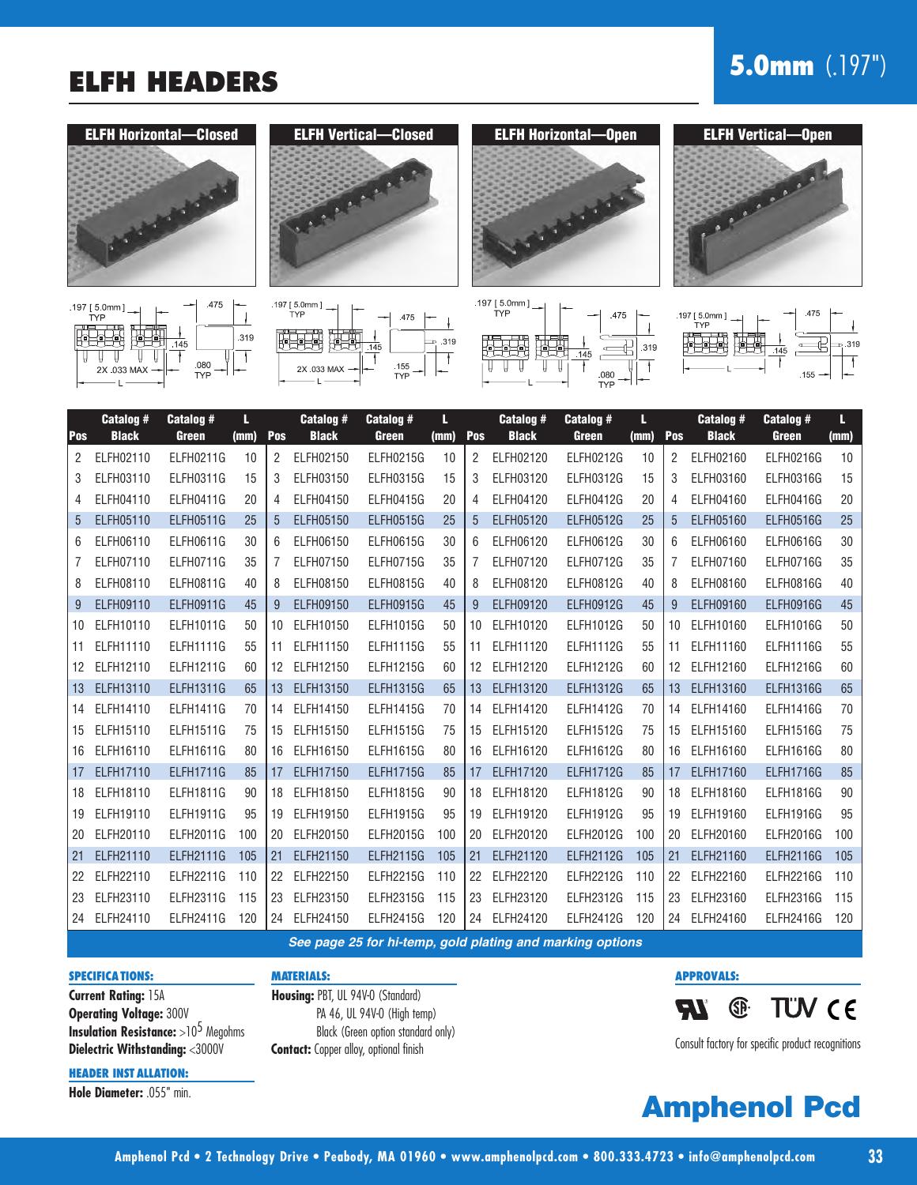# ELFH HEADERS

## 5.0mm (.197")

**ELFH Horizontal—Closed** | **ELFH Vertical—Closed** | **ELFH Horizontal—Open** | **ELFH Vertical—Open**

| Pos | Catalog # Black | Catalog # Green | L (mm) | Pos | Catalog # Black | Catalog # Green | L (mm) | Pos | Catalog # Black | Catalog # Green | L (mm) | Pos | Catalog # Black | Catalog # Green | L (mm) |
|---|---|---|---|---|---|---|---|---|---|---|---|---|---|---|---|
| 2 | ELFH02110 | ELFH0211G | 10 | 2 | ELFH02150 | ELFH0215G | 10 | 2 | ELFH02120 | ELFH0212G | 10 | 2 | ELFH02160 | ELFH0216G | 10 |
| 3 | ELFH03110 | ELFH0311G | 15 | 3 | ELFH03150 | ELFH0315G | 15 | 3 | ELFH03120 | ELFH0312G | 15 | 3 | ELFH03160 | ELFH0316G | 15 |
| 4 | ELFH04110 | ELFH0411G | 20 | 4 | ELFH04150 | ELFH0415G | 20 | 4 | ELFH04120 | ELFH0412G | 20 | 4 | ELFH04160 | ELFH0416G | 20 |
| 5 | ELFH05110 | ELFH0511G | 25 | 5 | ELFH05150 | ELFH0515G | 25 | 5 | ELFH05120 | ELFH0512G | 25 | 5 | ELFH05160 | ELFH0516G | 25 |
| 6 | ELFH06110 | ELFH0611G | 30 | 6 | ELFH06150 | ELFH0615G | 30 | 6 | ELFH06120 | ELFH0612G | 30 | 6 | ELFH06160 | ELFH0616G | 30 |
| 7 | ELFH07110 | ELFH0711G | 35 | 7 | ELFH07150 | ELFH0715G | 35 | 7 | ELFH07120 | ELFH0712G | 35 | 7 | ELFH07160 | ELFH0716G | 35 |
| 8 | ELFH08110 | ELFH0811G | 40 | 8 | ELFH08150 | ELFH0815G | 40 | 8 | ELFH08120 | ELFH0812G | 40 | 8 | ELFH08160 | ELFH0816G | 40 |
| 9 | ELFH09110 | ELFH0911G | 45 | 9 | ELFH09150 | ELFH0915G | 45 | 9 | ELFH09120 | ELFH0912G | 45 | 9 | ELFH09160 | ELFH0916G | 45 |
| 10 | ELFH10110 | ELFH1011G | 50 | 10 | ELFH10150 | ELFH1015G | 50 | 10 | ELFH10120 | ELFH1012G | 50 | 10 | ELFH10160 | ELFH1016G | 50 |
| 11 | ELFH11110 | ELFH1111G | 55 | 11 | ELFH11150 | ELFH1115G | 55 | 11 | ELFH11120 | ELFH1112G | 55 | 11 | ELFH11160 | ELFH1116G | 55 |
| 12 | ELFH12110 | ELFH1211G | 60 | 12 | ELFH12150 | ELFH1215G | 60 | 12 | ELFH12120 | ELFH1212G | 60 | 12 | ELFH12160 | ELFH1216G | 60 |
| 13 | ELFH13110 | ELFH1311G | 65 | 13 | ELFH13150 | ELFH1315G | 65 | 13 | ELFH13120 | ELFH1312G | 65 | 13 | ELFH13160 | ELFH1316G | 65 |
| 14 | ELFH14110 | ELFH1411G | 70 | 14 | ELFH14150 | ELFH1415G | 70 | 14 | ELFH14120 | ELFH1412G | 70 | 14 | ELFH14160 | ELFH1416G | 70 |
| 15 | ELFH15110 | ELFH1511G | 75 | 15 | ELFH15150 | ELFH1515G | 75 | 15 | ELFH15120 | ELFH1512G | 75 | 15 | ELFH15160 | ELFH1516G | 75 |
| 16 | ELFH16110 | ELFH1611G | 80 | 16 | ELFH16150 | ELFH1615G | 80 | 16 | ELFH16120 | ELFH1612G | 80 | 16 | ELFH16160 | ELFH1616G | 80 |
| 17 | ELFH17110 | ELFH1711G | 85 | 17 | ELFH17150 | ELFH1715G | 85 | 17 | ELFH17120 | ELFH1712G | 85 | 17 | ELFH17160 | ELFH1716G | 85 |
| 18 | ELFH18110 | ELFH1811G | 90 | 18 | ELFH18150 | ELFH1815G | 90 | 18 | ELFH18120 | ELFH1812G | 90 | 18 | ELFH18160 | ELFH1816G | 90 |
| 19 | ELFH19110 | ELFH1911G | 95 | 19 | ELFH19150 | ELFH1915G | 95 | 19 | ELFH19120 | ELFH1912G | 95 | 19 | ELFH19160 | ELFH1916G | 95 |
| 20 | ELFH20110 | ELFH2011G | 100 | 20 | ELFH20150 | ELFH2015G | 100 | 20 | ELFH20120 | ELFH2012G | 100 | 20 | ELFH20160 | ELFH2016G | 100 |
| 21 | ELFH21110 | ELFH2111G | 105 | 21 | ELFH21150 | ELFH2115G | 105 | 21 | ELFH21120 | ELFH2112G | 105 | 21 | ELFH21160 | ELFH2116G | 105 |
| 22 | ELFH22110 | ELFH2211G | 110 | 22 | ELFH22150 | ELFH2215G | 110 | 22 | ELFH22120 | ELFH2212G | 110 | 22 | ELFH22160 | ELFH2216G | 110 |
| 23 | ELFH23110 | ELFH2311G | 115 | 23 | ELFH23150 | ELFH2315G | 115 | 23 | ELFH23120 | ELFH2312G | 115 | 23 | ELFH23160 | ELFH2316G | 115 |
| 24 | ELFH24110 | ELFH2411G | 120 | 24 | ELFH24150 | ELFH2415G | 120 | 24 | ELFH24120 | ELFH2412G | 120 | 24 | ELFH24160 | ELFH2416G | 120 |

*See page 25 for hi-temp, gold plating and marking options*

### SPECIFICATIONS:

**Current Rating:** 15A
**Operating Voltage:** 300V
**Insulation Resistance:** $>10^5$ Megohms
**Dielectric Withstanding:** <3000V

### HEADER INSTALLATION:

**Hole Diameter:** .055" min.

### MATERIALS:

**Housing:** PBT, UL 94V-0 (Standard)
PA 46, UL 94V-0 (High temp)
Black (Green option standard only)
**Contact:** Copper alloy, optional finish

### APPROVALS:

Consult factory for specific product recognitions

**Amphenol Pcd**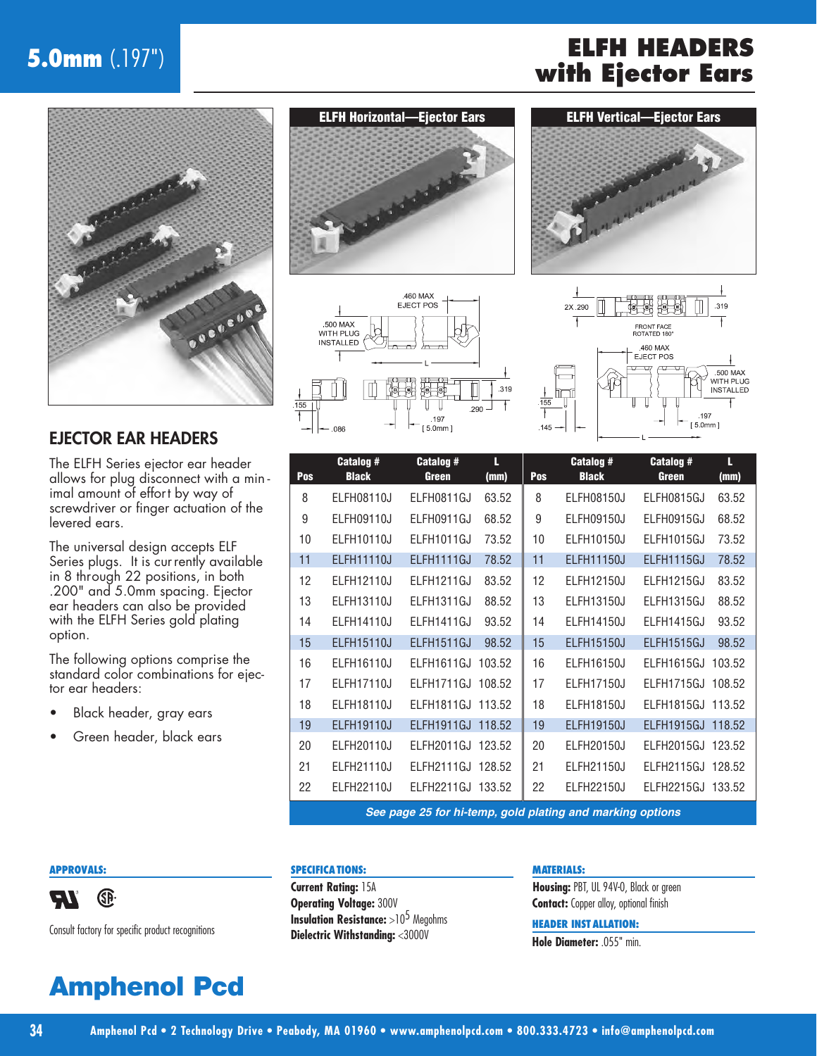# 5.0mm (.197")

# ELFH HEADERS with Ejector Ears

## EJECTOR EAR HEADERS

The ELFH Series ejector ear header allows for plug disconnect with a minimal amount of effort by way of screwdriver or finger actuation of the levered ears.

The universal design accepts ELF Series plugs. It is currently available in 8 through 22 positions, in both .200" and 5.0mm spacing. Ejector ear headers can also be provided with the ELFH Series gold plating option.

The following options comprise the standard color combinations for ejector ear headers:

- Black header, gray ears
- Green header, black ears

### ELFH Horizontal—Ejector Ears

### ELFH Vertical—Ejector Ears

| Pos | Catalog # Black | Catalog # Green | L (mm) | Pos | Catalog # Black | Catalog # Green | L (mm) |
|---|---|---|---|---|---|---|---|
| 8 | ELFH08110J | ELFH0811GJ | 63.52 | 8 | ELFH08150J | ELFH0815GJ | 63.52 |
| 9 | ELFH09110J | ELFH0911GJ | 68.52 | 9 | ELFH09150J | ELFH0915GJ | 68.52 |
| 10 | ELFH10110J | ELFH1011GJ | 73.52 | 10 | ELFH10150J | ELFH1015GJ | 73.52 |
| 11 | ELFH11110J | ELFH1111GJ | 78.52 | 11 | ELFH11150J | ELFH1115GJ | 78.52 |
| 12 | ELFH12110J | ELFH1211GJ | 83.52 | 12 | ELFH12150J | ELFH1215GJ | 83.52 |
| 13 | ELFH13110J | ELFH1311GJ | 88.52 | 13 | ELFH13150J | ELFH1315GJ | 88.52 |
| 14 | ELFH14110J | ELFH1411GJ | 93.52 | 14 | ELFH14150J | ELFH1415GJ | 93.52 |
| 15 | ELFH15110J | ELFH1511GJ | 98.52 | 15 | ELFH15150J | ELFH1515GJ | 98.52 |
| 16 | ELFH16110J | ELFH1611GJ | 103.52 | 16 | ELFH16150J | ELFH1615GJ | 103.52 |
| 17 | ELFH17110J | ELFH1711GJ | 108.52 | 17 | ELFH17150J | ELFH1715GJ | 108.52 |
| 18 | ELFH18110J | ELFH1811GJ | 113.52 | 18 | ELFH18150J | ELFH1815GJ | 113.52 |
| 19 | ELFH19110J | ELFH1911GJ | 118.52 | 19 | ELFH19150J | ELFH1915GJ | 118.52 |
| 20 | ELFH20110J | ELFH2011GJ | 123.52 | 20 | ELFH20150J | ELFH2015GJ | 123.52 |
| 21 | ELFH21110J | ELFH2111GJ | 128.52 | 21 | ELFH21150J | ELFH2115GJ | 128.52 |
| 22 | ELFH22110J | ELFH2211GJ | 133.52 | 22 | ELFH22150J | ELFH2215GJ | 133.52 |

***See page 25 for hi-temp, gold plating and marking options***

**APPROVALS:**

Consult factory for specific product recognitions

**SPECIFICATIONS:**

**Current Rating:** 15A
**Operating Voltage:** 300V
**Insulation Resistance:** $>10^5$ Megohms
**Dielectric Withstanding:** <3000V

**MATERIALS:**

**Housing:** PBT, UL 94V-0, Black or green
**Contact:** Copper alloy, optional finish

**HEADER INSTALLATION:**

**Hole Diameter:** .055" min.

**Amphenol Pcd**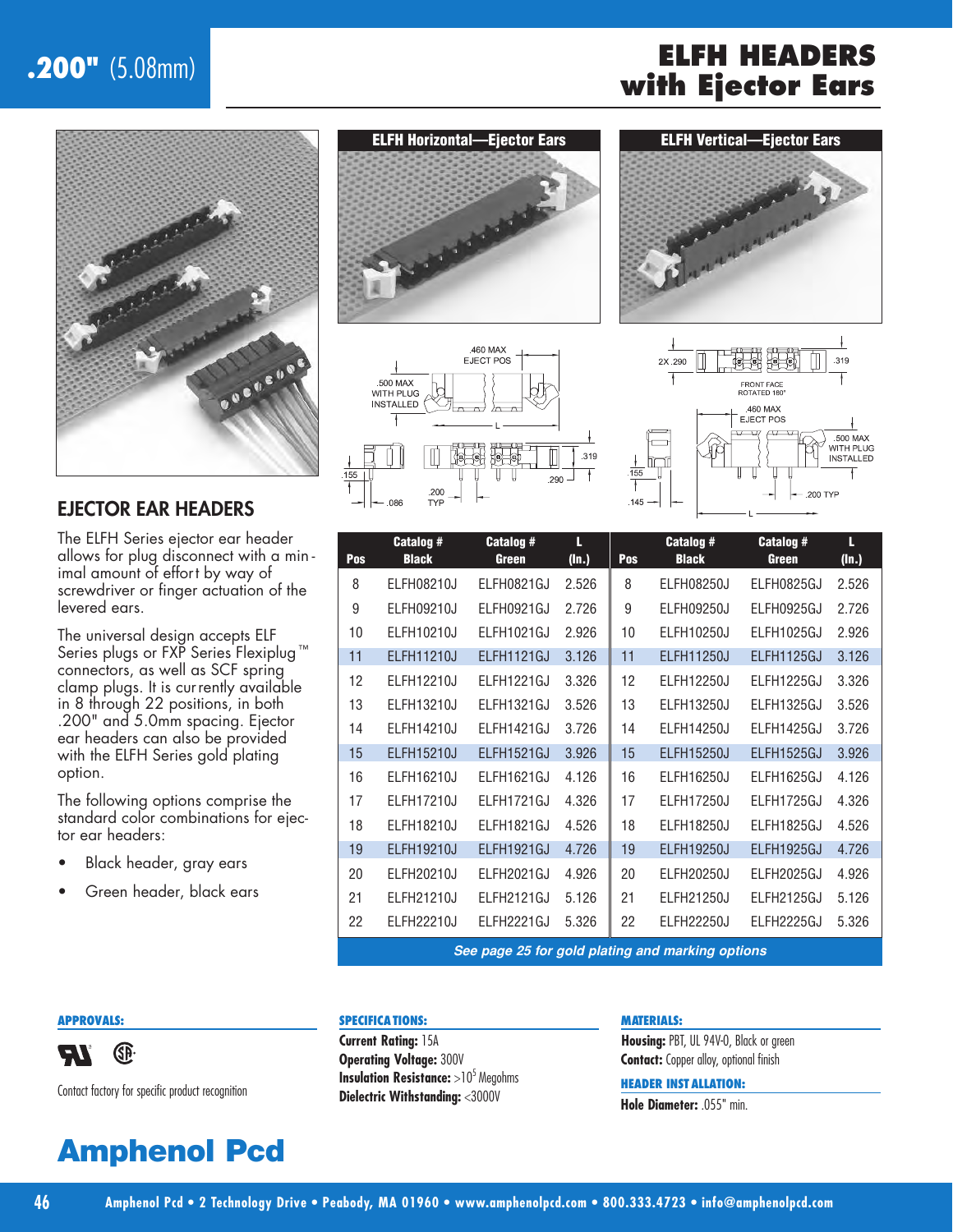# .200" (5.08mm)

# ELFH HEADERS with Ejector Ears

## EJECTOR EAR HEADERS

The ELFH Series ejector ear header allows for plug disconnect with a minimal amount of effort by way of screwdriver or finger actuation of the levered ears.

The universal design accepts ELF Series plugs or FXP Series Flexiplug™ connectors, as well as SCF spring clamp plugs. It is currently available in 8 through 22 positions, in both .200" and 5.0mm spacing. Ejector ear headers can also be provided with the ELFH Series gold plating option.

The following options comprise the standard color combinations for ejector ear headers:

- Black header, gray ears
- Green header, black ears

### ELFH Horizontal—Ejector Ears

.460 MAX EJECT POS

.500 MAX WITH PLUG INSTALLED

L

.155

.086

.200 TYP

.319

.290

### ELFH Vertical—Ejector Ears

2X .290

.319

FRONT FACE ROTATED 180°

.460 MAX EJECT POS

.500 MAX WITH PLUG INSTALLED

.155

.145

.200 TYP

L

| Pos | Catalog # Black | Catalog # Green | L (In.) | Pos | Catalog # Black | Catalog # Green | L (In.) |
|---|---|---|---|---|---|---|---|
| 8 | ELFH08210J | ELFH0821GJ | 2.526 | 8 | ELFH08250J | ELFH0825GJ | 2.526 |
| 9 | ELFH09210J | ELFH0921GJ | 2.726 | 9 | ELFH09250J | ELFH0925GJ | 2.726 |
| 10 | ELFH10210J | ELFH1021GJ | 2.926 | 10 | ELFH10250J | ELFH1025GJ | 2.926 |
| 11 | ELFH11210J | ELFH1121GJ | 3.126 | 11 | ELFH11250J | ELFH1125GJ | 3.126 |
| 12 | ELFH12210J | ELFH1221GJ | 3.326 | 12 | ELFH12250J | ELFH1225GJ | 3.326 |
| 13 | ELFH13210J | ELFH1321GJ | 3.526 | 13 | ELFH13250J | ELFH1325GJ | 3.526 |
| 14 | ELFH14210J | ELFH1421GJ | 3.726 | 14 | ELFH14250J | ELFH1425GJ | 3.726 |
| 15 | ELFH15210J | ELFH1521GJ | 3.926 | 15 | ELFH15250J | ELFH1525GJ | 3.926 |
| 16 | ELFH16210J | ELFH1621GJ | 4.126 | 16 | ELFH16250J | ELFH1625GJ | 4.126 |
| 17 | ELFH17210J | ELFH1721GJ | 4.326 | 17 | ELFH17250J | ELFH1725GJ | 4.326 |
| 18 | ELFH18210J | ELFH1821GJ | 4.526 | 18 | ELFH18250J | ELFH1825GJ | 4.526 |
| 19 | ELFH19210J | ELFH1921GJ | 4.726 | 19 | ELFH19250J | ELFH1925GJ | 4.726 |
| 20 | ELFH20210J | ELFH2021GJ | 4.926 | 20 | ELFH20250J | ELFH2025GJ | 4.926 |
| 21 | ELFH21210J | ELFH2121GJ | 5.126 | 21 | ELFH21250J | ELFH2125GJ | 5.126 |
| 22 | ELFH22210J | ELFH2221GJ | 5.326 | 22 | ELFH22250J | ELFH2225GJ | 5.326 |

*See page 25 for gold plating and marking options*

### APPROVALS:

Contact factory for specific product recognition

### SPECIFICATIONS:

**Current Rating:** 15A
**Operating Voltage:** 300V
**Insulation Resistance:** $>10^5$ Megohms
**Dielectric Withstanding:** <3000V

### MATERIALS:

**Housing:** PBT, UL 94V-0, Black or green
**Contact:** Copper alloy, optional finish

### HEADER INSTALLATION:

**Hole Diameter:** .055" min.

## Amphenol Pcd

Amphenol Pcd • 2 Technology Drive • Peabody, MA 01960 • www.amphenolpcd.com • 800.333.4723 • info@amphenolpcd.com